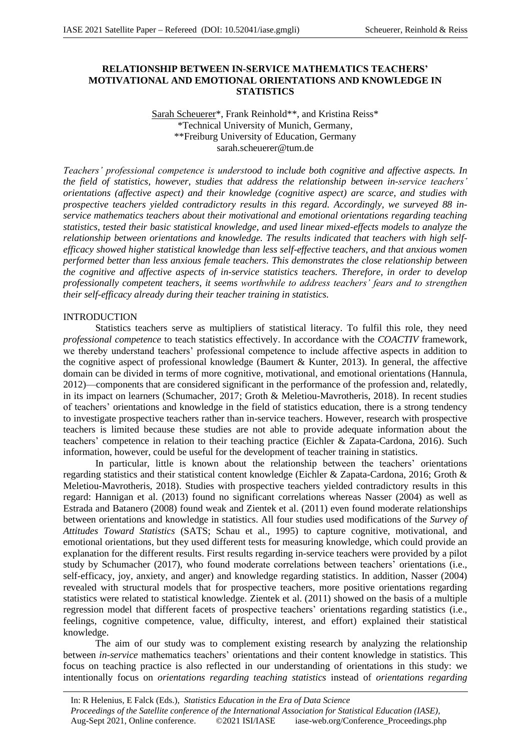# RELATIONSHIP BETWEEN IN-SERVICE MATHEMATICS TEACHERS' MOTIVATIONAL AND EMOTIONAL ORIENTATIONS AND KNOWLEDGE IN STATISTICS

Sarah Scheuerer*, Frank Reinhold**, and Kristina Reiss*
*Technical University of Munich, Germany,
**Freiburg University of Education, Germany
sarah.scheuerer@tum.de

*Teachers' professional competence is understood to include both cognitive and affective aspects. In the field of statistics, however, studies that address the relationship between in-service teachers' orientations (affective aspect) and their knowledge (cognitive aspect) are scarce, and studies with prospective teachers yielded contradictory results in this regard. Accordingly, we surveyed 88 in-service mathematics teachers about their motivational and emotional orientations regarding teaching statistics, tested their basic statistical knowledge, and used linear mixed-effects models to analyze the relationship between orientations and knowledge. The results indicated that teachers with high self-efficacy showed higher statistical knowledge than less self-effective teachers, and that anxious women performed better than less anxious female teachers. This demonstrates the close relationship between the cognitive and affective aspects of in-service statistics teachers. Therefore, in order to develop professionally competent teachers, it seems worthwhile to address teachers' fears and to strengthen their self-efficacy already during their teacher training in statistics.*

## INTRODUCTION

Statistics teachers serve as multipliers of statistical literacy. To fulfil this role, they need *professional competence* to teach statistics effectively. In accordance with the *COACTIV* framework, we thereby understand teachers' professional competence to include affective aspects in addition to the cognitive aspect of professional knowledge (Baumert & Kunter, 2013). In general, the affective domain can be divided in terms of more cognitive, motivational, and emotional orientations (Hannula, 2012)—components that are considered significant in the performance of the profession and, relatedly, in its impact on learners (Schumacher, 2017; Groth & Meletiou-Mavrotheris, 2018). In recent studies of teachers' orientations and knowledge in the field of statistics education, there is a strong tendency to investigate prospective teachers rather than in-service teachers. However, research with prospective teachers is limited because these studies are not able to provide adequate information about the teachers' competence in relation to their teaching practice (Eichler & Zapata-Cardona, 2016). Such information, however, could be useful for the development of teacher training in statistics.

In particular, little is known about the relationship between the teachers' orientations regarding statistics and their statistical content knowledge (Eichler & Zapata-Cardona, 2016; Groth & Meletiou-Mavrotheris, 2018). Studies with prospective teachers yielded contradictory results in this regard: Hannigan et al. (2013) found no significant correlations whereas Nasser (2004) as well as Estrada and Batanero (2008) found weak and Zientek et al. (2011) even found moderate relationships between orientations and knowledge in statistics. All four studies used modifications of the *Survey of Attitudes Toward Statistics* (SATS; Schau et al., 1995) to capture cognitive, motivational, and emotional orientations, but they used different tests for measuring knowledge, which could provide an explanation for the different results. First results regarding in-service teachers were provided by a pilot study by Schumacher (2017), who found moderate correlations between teachers' orientations (i.e., self-efficacy, joy, anxiety, and anger) and knowledge regarding statistics. In addition, Nasser (2004) revealed with structural models that for prospective teachers, more positive orientations regarding statistics were related to statistical knowledge. Zientek et al. (2011) showed on the basis of a multiple regression model that different facets of prospective teachers' orientations regarding statistics (i.e., feelings, cognitive competence, value, difficulty, interest, and effort) explained their statistical knowledge.

The aim of our study was to complement existing research by analyzing the relationship between *in-service* mathematics teachers' orientations and their content knowledge in statistics. This focus on teaching practice is also reflected in our understanding of orientations in this study: we intentionally focus on *orientations regarding teaching statistics* instead of *orientations regarding*

In: R Helenius, E Falck (Eds.), *Statistics Education in the Era of Data Science*
*Proceedings of the Satellite conference of the International Association for Statistical Education (IASE)*, Aug-Sept 2021, Online conference. ©2021 ISI/IASE iase-web.org/Conference_Proceedings.php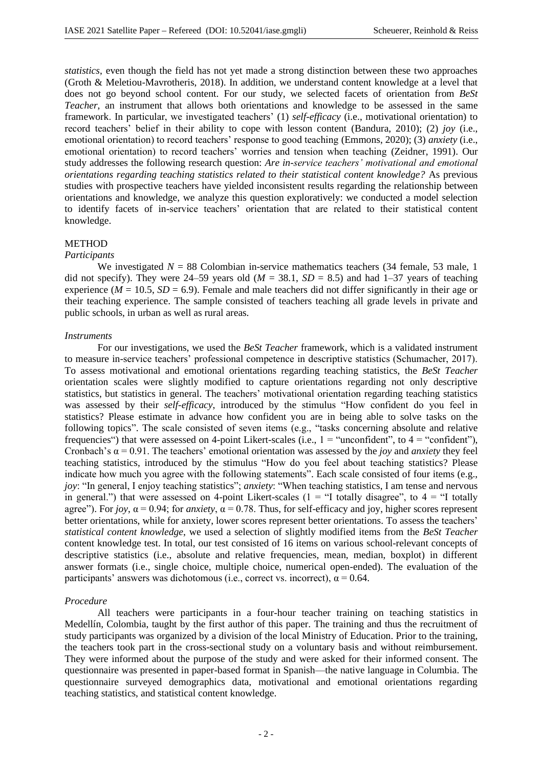*statistics*, even though the field has not yet made a strong distinction between these two approaches (Groth & Meletiou-Mavrotheris, 2018). In addition, we understand content knowledge at a level that does not go beyond school content. For our study, we selected facets of orientation from *BeSt Teacher*, an instrument that allows both orientations and knowledge to be assessed in the same framework. In particular, we investigated teachers' (1) *self-efficacy* (i.e., motivational orientation) to record teachers' belief in their ability to cope with lesson content (Bandura, 2010); (2) *joy* (i.e., emotional orientation) to record teachers' response to good teaching (Emmons, 2020); (3) *anxiety* (i.e., emotional orientation) to record teachers' worries and tension when teaching (Zeidner, 1991). Our study addresses the following research question: *Are in-service teachers' motivational and emotional orientations regarding teaching statistics related to their statistical content knowledge?* As previous studies with prospective teachers have yielded inconsistent results regarding the relationship between orientations and knowledge, we analyze this question exploratively: we conducted a model selection to identify facets of in-service teachers' orientation that are related to their statistical content knowledge.

## METHOD

### *Participants*

We investigated $N$ = 88 Colombian in-service mathematics teachers (34 female, 53 male, 1 did not specify). They were 24–59 years old ($M$ = 38.1, $SD$ = 8.5) and had 1–37 years of teaching experience ($M$ = 10.5, $SD$ = 6.9). Female and male teachers did not differ significantly in their age or their teaching experience. The sample consisted of teachers teaching all grade levels in private and public schools, in urban as well as rural areas.

### *Instruments*

For our investigations, we used the *BeSt Teacher* framework, which is a validated instrument to measure in-service teachers' professional competence in descriptive statistics (Schumacher, 2017). To assess motivational and emotional orientations regarding teaching statistics, the *BeSt Teacher* orientation scales were slightly modified to capture orientations regarding not only descriptive statistics, but statistics in general. The teachers' motivational orientation regarding teaching statistics was assessed by their *self-efficacy*, introduced by the stimulus "How confident do you feel in statistics? Please estimate in advance how confident you are in being able to solve tasks on the following topics". The scale consisted of seven items (e.g., "tasks concerning absolute and relative frequencies") that were assessed on 4-point Likert-scales (i.e., 1 = "unconfident", to 4 = "confident"), Cronbach's $\alpha$ = 0.91. The teachers' emotional orientation was assessed by the *joy* and *anxiety* they feel teaching statistics, introduced by the stimulus "How do you feel about teaching statistics? Please indicate how much you agree with the following statements". Each scale consisted of four items (e.g., *joy*: "In general, I enjoy teaching statistics"; *anxiety*: "When teaching statistics, I am tense and nervous in general.") that were assessed on 4-point Likert-scales (1 = "I totally disagree", to 4 = "I totally agree"). For *joy*, $\alpha$ = 0.94; for *anxiety*, $\alpha$ = 0.78. Thus, for self-efficacy and joy, higher scores represent better orientations, while for anxiety, lower scores represent better orientations. To assess the teachers' *statistical content knowledge*, we used a selection of slightly modified items from the *BeSt Teacher* content knowledge test. In total, our test consisted of 16 items on various school-relevant concepts of descriptive statistics (i.e., absolute and relative frequencies, mean, median, boxplot) in different answer formats (i.e., single choice, multiple choice, numerical open-ended). The evaluation of the participants' answers was dichotomous (i.e., correct vs. incorrect), $\alpha$ = 0.64.

### *Procedure*

All teachers were participants in a four-hour teacher training on teaching statistics in Medellín, Colombia, taught by the first author of this paper. The training and thus the recruitment of study participants was organized by a division of the local Ministry of Education. Prior to the training, the teachers took part in the cross-sectional study on a voluntary basis and without reimbursement. They were informed about the purpose of the study and were asked for their informed consent. The questionnaire was presented in paper-based format in Spanish—the native language in Columbia. The questionnaire surveyed demographics data, motivational and emotional orientations regarding teaching statistics, and statistical content knowledge.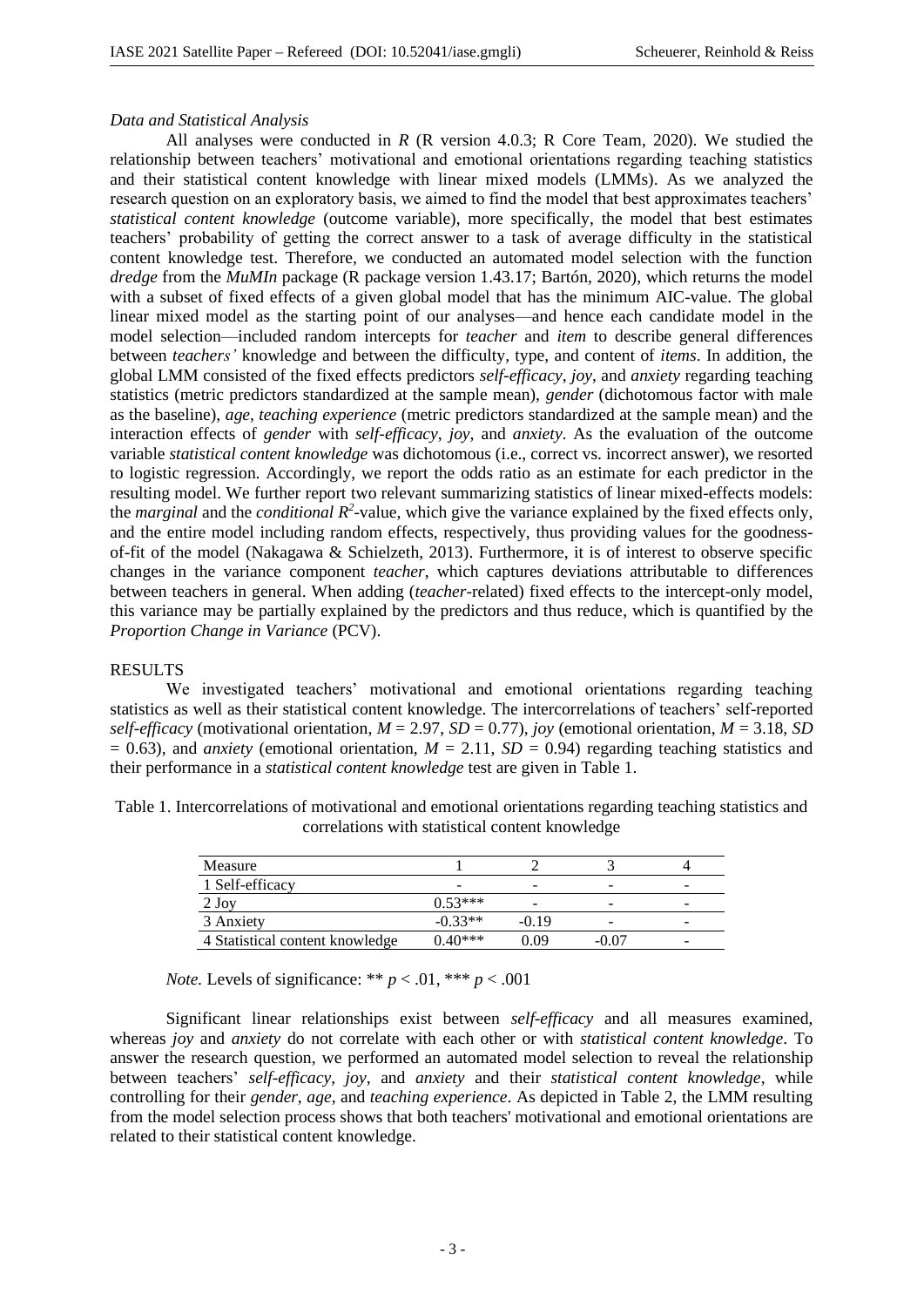*Data and Statistical Analysis*

All analyses were conducted in *R* (R version 4.0.3; R Core Team, 2020). We studied the relationship between teachers' motivational and emotional orientations regarding teaching statistics and their statistical content knowledge with linear mixed models (LMMs). As we analyzed the research question on an exploratory basis, we aimed to find the model that best approximates teachers' *statistical content knowledge* (outcome variable), more specifically, the model that best estimates teachers' probability of getting the correct answer to a task of average difficulty in the statistical content knowledge test. Therefore, we conducted an automated model selection with the function *dredge* from the *MuMIn* package (R package version 1.43.17; Bartón, 2020), which returns the model with a subset of fixed effects of a given global model that has the minimum AIC-value. The global linear mixed model as the starting point of our analyses—and hence each candidate model in the model selection—included random intercepts for *teacher* and *item* to describe general differences between *teachers'* knowledge and between the difficulty, type, and content of *items*. In addition, the global LMM consisted of the fixed effects predictors *self-efficacy*, *joy*, and *anxiety* regarding teaching statistics (metric predictors standardized at the sample mean), *gender* (dichotomous factor with male as the baseline), *age*, *teaching experience* (metric predictors standardized at the sample mean) and the interaction effects of *gender* with *self-efficacy*, *joy*, and *anxiety*. As the evaluation of the outcome variable *statistical content knowledge* was dichotomous (i.e., correct vs. incorrect answer), we resorted to logistic regression. Accordingly, we report the odds ratio as an estimate for each predictor in the resulting model. We further report two relevant summarizing statistics of linear mixed-effects models: the *marginal* and the *conditional* $R^2$-value, which give the variance explained by the fixed effects only, and the entire model including random effects, respectively, thus providing values for the goodness-of-fit of the model (Nakagawa & Schielzeth, 2013). Furthermore, it is of interest to observe specific changes in the variance component *teacher*, which captures deviations attributable to differences between teachers in general. When adding (*teacher*-related) fixed effects to the intercept-only model, this variance may be partially explained by the predictors and thus reduce, which is quantified by the *Proportion Change in Variance* (PCV).

## RESULTS

We investigated teachers' motivational and emotional orientations regarding teaching statistics as well as their statistical content knowledge. The intercorrelations of teachers' self-reported *self-efficacy* (motivational orientation, $M = 2.97$, $SD = 0.77$), *joy* (emotional orientation, $M = 3.18$, $SD = 0.63$), and *anxiety* (emotional orientation, $M = 2.11$, $SD = 0.94$) regarding teaching statistics and their performance in a *statistical content knowledge* test are given in Table 1.

Table 1. Intercorrelations of motivational and emotional orientations regarding teaching statistics and correlations with statistical content knowledge

| Measure | 1 | 2 | 3 | 4 |
|---|---|---|---|---|
| 1 Self-efficacy | - | - | - | - |
| 2 Joy | 0.53*** | - | - | - |
| 3 Anxiety | -0.33** | -0.19 | - | - |
| 4 Statistical content knowledge | 0.40*** | 0.09 | -0.07 | - |

*Note.* Levels of significance: ** $p < .01$, *** $p < .001$

Significant linear relationships exist between *self-efficacy* and all measures examined, whereas *joy* and *anxiety* do not correlate with each other or with *statistical content knowledge*. To answer the research question, we performed an automated model selection to reveal the relationship between teachers' *self-efficacy*, *joy*, and *anxiety* and their *statistical content knowledge*, while controlling for their *gender*, *age*, and *teaching experience*. As depicted in Table 2, the LMM resulting from the model selection process shows that both teachers' motivational and emotional orientations are related to their statistical content knowledge.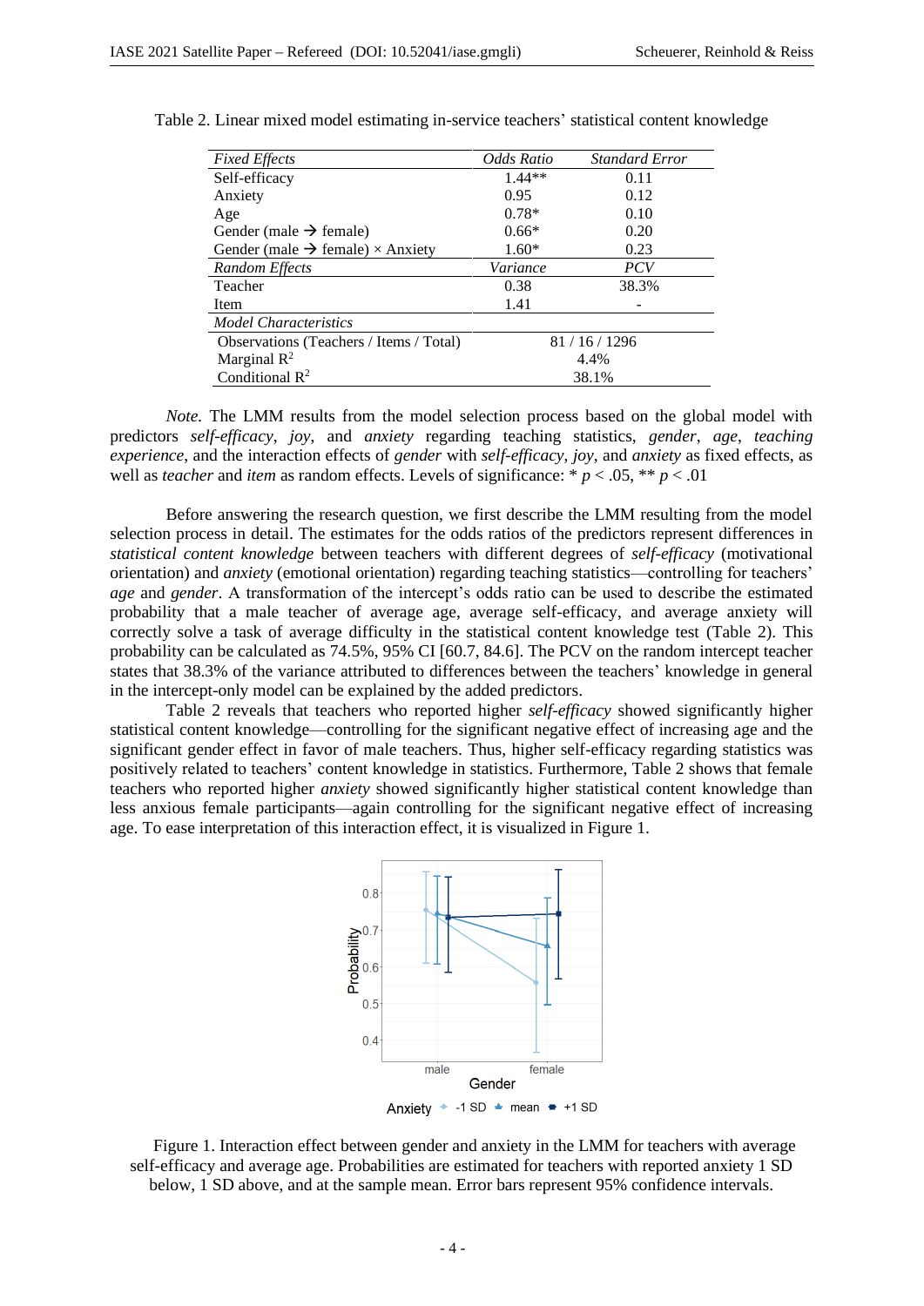Table 2. Linear mixed model estimating in-service teachers' statistical content knowledge

| *Fixed Effects* | *Odds Ratio* | *Standard Error* |
|---|---|---|
| Self-efficacy | 1.44** | 0.11 |
| Anxiety | 0.95 | 0.12 |
| Age | 0.78* | 0.10 |
| Gender (male → female) | 0.66* | 0.20 |
| Gender (male → female) × Anxiety | 1.60* | 0.23 |
| *Random Effects* | *Variance* | *PCV* |
| Teacher | 0.38 | 38.3% |
| Item | 1.41 | - |
| *Model Characteristics* | | |
| Observations (Teachers / Items / Total) | 81 / 16 / 1296 | |
| Marginal $R^2$ | 4.4% | |
| Conditional $R^2$ | 38.1% | |

*Note.* The LMM results from the model selection process based on the global model with predictors *self-efficacy*, *joy*, and *anxiety* regarding teaching statistics, *gender*, *age*, *teaching experience*, and the interaction effects of *gender* with *self-efficacy*, *joy*, and *anxiety* as fixed effects, as well as *teacher* and *item* as random effects. Levels of significance: * $p < .05$, ** $p < .01$

Before answering the research question, we first describe the LMM resulting from the model selection process in detail. The estimates for the odds ratios of the predictors represent differences in *statistical content knowledge* between teachers with different degrees of *self-efficacy* (motivational orientation) and *anxiety* (emotional orientation) regarding teaching statistics—controlling for teachers' *age* and *gender*. A transformation of the intercept's odds ratio can be used to describe the estimated probability that a male teacher of average age, average self-efficacy, and average anxiety will correctly solve a task of average difficulty in the statistical content knowledge test (Table 2). This probability can be calculated as 74.5%, 95% CI [60.7, 84.6]. The PCV on the random intercept teacher states that 38.3% of the variance attributed to differences between the teachers' knowledge in general in the intercept-only model can be explained by the added predictors.

Table 2 reveals that teachers who reported higher *self-efficacy* showed significantly higher statistical content knowledge—controlling for the significant negative effect of increasing age and the significant gender effect in favor of male teachers. Thus, higher self-efficacy regarding statistics was positively related to teachers' content knowledge in statistics. Furthermore, Table 2 shows that female teachers who reported higher *anxiety* showed significantly higher statistical content knowledge than less anxious female participants—again controlling for the significant negative effect of increasing age. To ease interpretation of this interaction effect, it is visualized in Figure 1.

Figure 1. Interaction effect between gender and anxiety in the LMM for teachers with average self-efficacy and average age. Probabilities are estimated for teachers with reported anxiety 1 SD below, 1 SD above, and at the sample mean. Error bars represent 95% confidence intervals.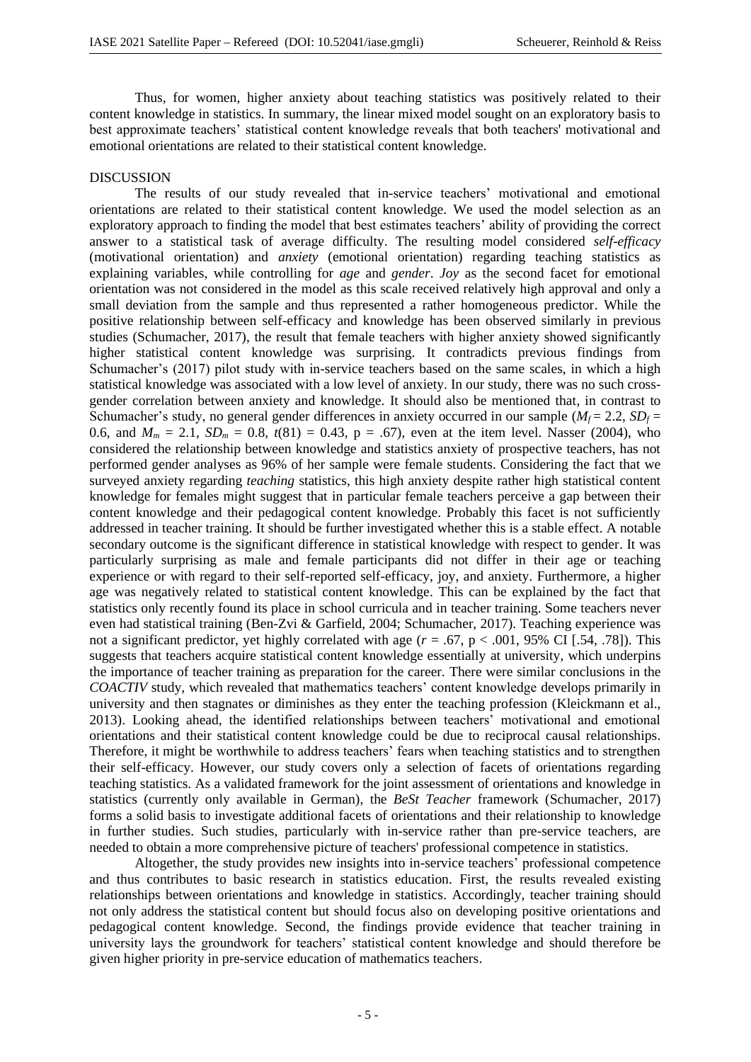Thus, for women, higher anxiety about teaching statistics was positively related to their content knowledge in statistics. In summary, the linear mixed model sought on an exploratory basis to best approximate teachers' statistical content knowledge reveals that both teachers' motivational and emotional orientations are related to their statistical content knowledge.

## DISCUSSION

The results of our study revealed that in-service teachers' motivational and emotional orientations are related to their statistical content knowledge. We used the model selection as an exploratory approach to finding the model that best estimates teachers' ability of providing the correct answer to a statistical task of average difficulty. The resulting model considered *self-efficacy* (motivational orientation) and *anxiety* (emotional orientation) regarding teaching statistics as explaining variables, while controlling for *age* and *gender*. *Joy* as the second facet for emotional orientation was not considered in the model as this scale received relatively high approval and only a small deviation from the sample and thus represented a rather homogeneous predictor. While the positive relationship between self-efficacy and knowledge has been observed similarly in previous studies (Schumacher, 2017), the result that female teachers with higher anxiety showed significantly higher statistical content knowledge was surprising. It contradicts previous findings from Schumacher's (2017) pilot study with in-service teachers based on the same scales, in which a high statistical knowledge was associated with a low level of anxiety. In our study, there was no such cross-gender correlation between anxiety and knowledge. It should also be mentioned that, in contrast to Schumacher's study, no general gender differences in anxiety occurred in our sample ($M_f = 2.2$, $SD_f = 0.6$, and $M_m = 2.1$, $SD_m = 0.8$, $t(81) = 0.43$, $p = .67$), even at the item level. Nasser (2004), who considered the relationship between knowledge and statistics anxiety of prospective teachers, has not performed gender analyses as 96% of her sample were female students. Considering the fact that we surveyed anxiety regarding *teaching* statistics, this high anxiety despite rather high statistical content knowledge for females might suggest that in particular female teachers perceive a gap between their content knowledge and their pedagogical content knowledge. Probably this facet is not sufficiently addressed in teacher training. It should be further investigated whether this is a stable effect. A notable secondary outcome is the significant difference in statistical knowledge with respect to gender. It was particularly surprising as male and female participants did not differ in their age or teaching experience or with regard to their self-reported self-efficacy, joy, and anxiety. Furthermore, a higher age was negatively related to statistical content knowledge. This can be explained by the fact that statistics only recently found its place in school curricula and in teacher training. Some teachers never even had statistical training (Ben-Zvi & Garfield, 2004; Schumacher, 2017). Teaching experience was not a significant predictor, yet highly correlated with age ($r = .67$, $p < .001$, 95% CI [.54, .78]). This suggests that teachers acquire statistical content knowledge essentially at university, which underpins the importance of teacher training as preparation for the career. There were similar conclusions in the *COACTIV* study, which revealed that mathematics teachers' content knowledge develops primarily in university and then stagnates or diminishes as they enter the teaching profession (Kleickmann et al., 2013). Looking ahead, the identified relationships between teachers' motivational and emotional orientations and their statistical content knowledge could be due to reciprocal causal relationships. Therefore, it might be worthwhile to address teachers' fears when teaching statistics and to strengthen their self-efficacy. However, our study covers only a selection of facets of orientations regarding teaching statistics. As a validated framework for the joint assessment of orientations and knowledge in statistics (currently only available in German), the *BeSt Teacher* framework (Schumacher, 2017) forms a solid basis to investigate additional facets of orientations and their relationship to knowledge in further studies. Such studies, particularly with in-service rather than pre-service teachers, are needed to obtain a more comprehensive picture of teachers' professional competence in statistics.

Altogether, the study provides new insights into in-service teachers' professional competence and thus contributes to basic research in statistics education. First, the results revealed existing relationships between orientations and knowledge in statistics. Accordingly, teacher training should not only address the statistical content but should focus also on developing positive orientations and pedagogical content knowledge. Second, the findings provide evidence that teacher training in university lays the groundwork for teachers' statistical content knowledge and should therefore be given higher priority in pre-service education of mathematics teachers.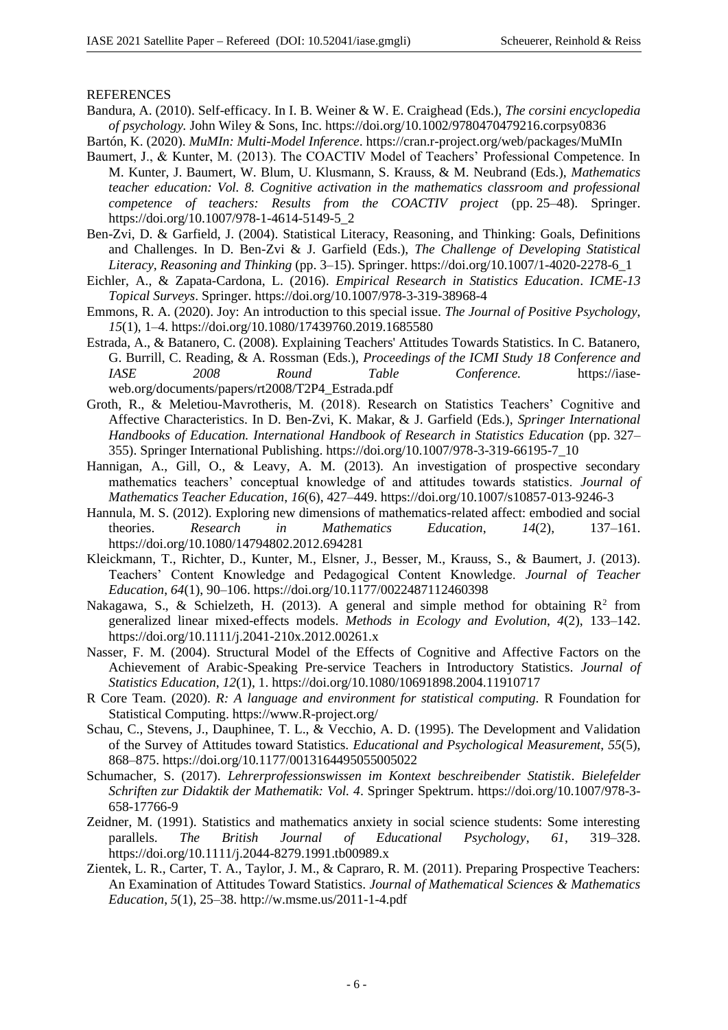REFERENCES

Bandura, A. (2010). Self-efficacy. In I. B. Weiner & W. E. Craighead (Eds.), *The corsini encyclopedia of psychology.* John Wiley & Sons, Inc. https://doi.org/10.1002/9780470479216.corpsy0836

Bartón, K. (2020). *MuMIn: Multi-Model Inference*. https://cran.r-project.org/web/packages/MuMIn

Baumert, J., & Kunter, M. (2013). The COACTIV Model of Teachers' Professional Competence. In M. Kunter, J. Baumert, W. Blum, U. Klusmann, S. Krauss, & M. Neubrand (Eds.), *Mathematics teacher education: Vol. 8. Cognitive activation in the mathematics classroom and professional competence of teachers: Results from the COACTIV project* (pp. 25–48). Springer. https://doi.org/10.1007/978-1-4614-5149-5_2

Ben-Zvi, D. & Garfield, J. (2004). Statistical Literacy, Reasoning, and Thinking: Goals, Definitions and Challenges. In D. Ben-Zvi & J. Garfield (Eds.), *The Challenge of Developing Statistical Literacy, Reasoning and Thinking* (pp. 3–15). Springer. https://doi.org/10.1007/1-4020-2278-6_1

Eichler, A., & Zapata-Cardona, L. (2016). *Empirical Research in Statistics Education*. *ICME-13 Topical Surveys*. Springer. https://doi.org/10.1007/978-3-319-38968-4

Emmons, R. A. (2020). Joy: An introduction to this special issue. *The Journal of Positive Psychology*, *15*(1), 1–4. https://doi.org/10.1080/17439760.2019.1685580

Estrada, A., & Batanero, C. (2008). Explaining Teachers' Attitudes Towards Statistics. In C. Batanero, G. Burrill, C. Reading, & A. Rossman (Eds.), *Proceedings of the ICMI Study 18 Conference and IASE 2008 Round Table Conference.* https://iase-web.org/documents/papers/rt2008/T2P4_Estrada.pdf

Groth, R., & Meletiou-Mavrotheris, M. (2018). Research on Statistics Teachers' Cognitive and Affective Characteristics. In D. Ben-Zvi, K. Makar, & J. Garfield (Eds.), *Springer International Handbooks of Education. International Handbook of Research in Statistics Education* (pp. 327–355). Springer International Publishing. https://doi.org/10.1007/978-3-319-66195-7_10

Hannigan, A., Gill, O., & Leavy, A. M. (2013). An investigation of prospective secondary mathematics teachers' conceptual knowledge of and attitudes towards statistics. *Journal of Mathematics Teacher Education*, *16*(6), 427–449. https://doi.org/10.1007/s10857-013-9246-3

Hannula, M. S. (2012). Exploring new dimensions of mathematics-related affect: embodied and social theories. *Research in Mathematics Education*, *14*(2), 137–161. https://doi.org/10.1080/14794802.2012.694281

Kleickmann, T., Richter, D., Kunter, M., Elsner, J., Besser, M., Krauss, S., & Baumert, J. (2013). Teachers' Content Knowledge and Pedagogical Content Knowledge. *Journal of Teacher Education*, *64*(1), 90–106. https://doi.org/10.1177/0022487112460398

Nakagawa, S., & Schielzeth, H. (2013). A general and simple method for obtaining $R^2$ from generalized linear mixed-effects models. *Methods in Ecology and Evolution*, *4*(2), 133–142. https://doi.org/10.1111/j.2041-210x.2012.00261.x

Nasser, F. M. (2004). Structural Model of the Effects of Cognitive and Affective Factors on the Achievement of Arabic-Speaking Pre-service Teachers in Introductory Statistics. *Journal of Statistics Education*, *12*(1), 1. https://doi.org/10.1080/10691898.2004.11910717

R Core Team. (2020). *R: A language and environment for statistical computing*. R Foundation for Statistical Computing. https://www.R-project.org/

Schau, C., Stevens, J., Dauphinee, T. L., & Vecchio, A. D. (1995). The Development and Validation of the Survey of Attitudes toward Statistics. *Educational and Psychological Measurement*, *55*(5), 868–875. https://doi.org/10.1177/0013164495055005022

Schumacher, S. (2017). *Lehrerprofessionswissen im Kontext beschreibender Statistik*. *Bielefelder Schriften zur Didaktik der Mathematik: Vol. 4*. Springer Spektrum. https://doi.org/10.1007/978-3-658-17766-9

Zeidner, M. (1991). Statistics and mathematics anxiety in social science students: Some interesting parallels. *The British Journal of Educational Psychology*, *61*, 319–328. https://doi.org/10.1111/j.2044-8279.1991.tb00989.x

Zientek, L. R., Carter, T. A., Taylor, J. M., & Capraro, R. M. (2011). Preparing Prospective Teachers: An Examination of Attitudes Toward Statistics. *Journal of Mathematical Sciences & Mathematics Education*, *5*(1), 25–38. http://w.msme.us/2011-1-4.pdf